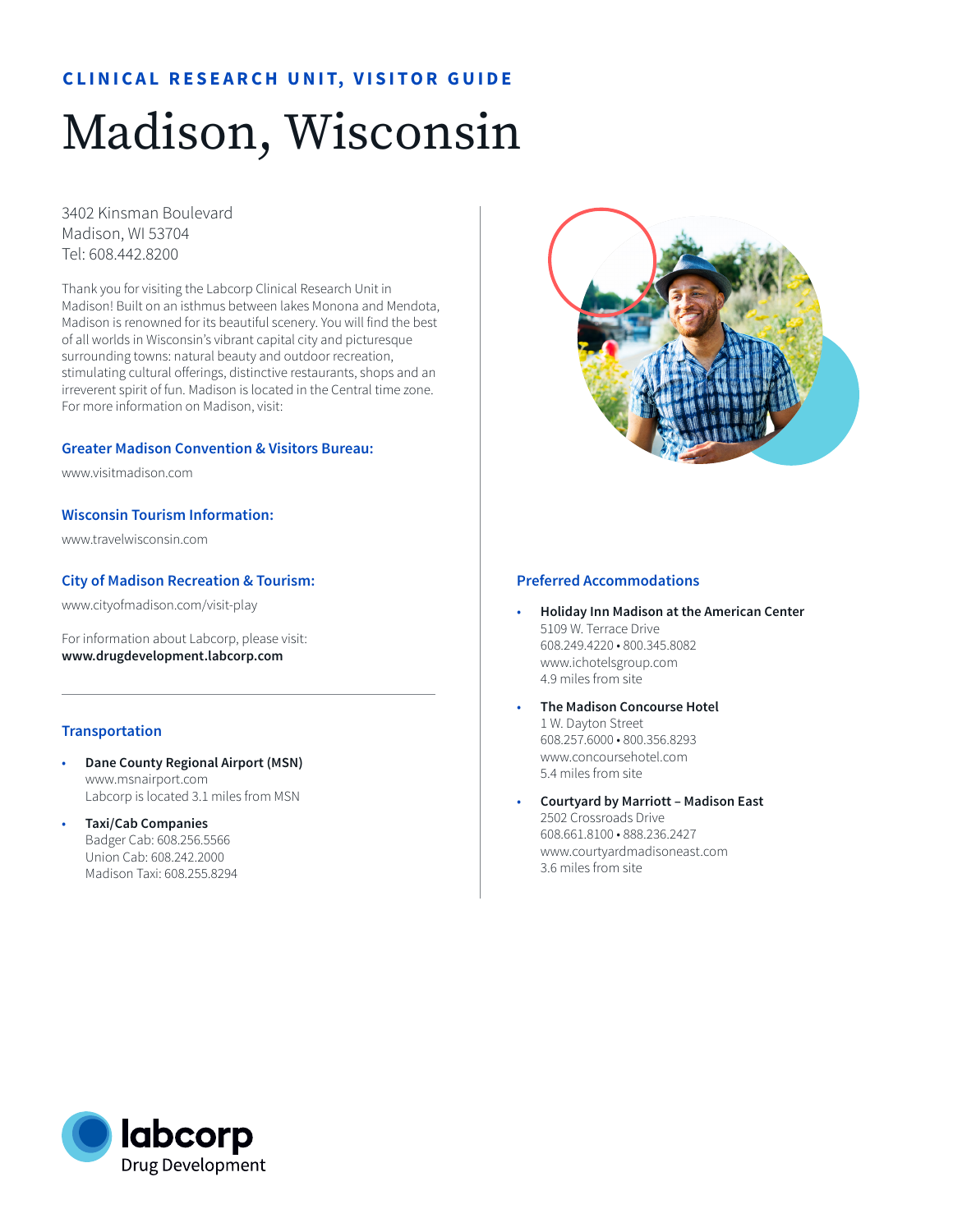## CLINICAL RESEARCH UNIT, VISITOR GUIDE

# Madison, Wisconsin

3402 Kinsman Boulevard
Madison, WI 53704
Tel: 608.442.8200

Thank you for visiting the Labcorp Clinical Research Unit in Madison! Built on an isthmus between lakes Monona and Mendota, Madison is renowned for its beautiful scenery. You will find the best of all worlds in Wisconsin's vibrant capital city and picturesque surrounding towns: natural beauty and outdoor recreation, stimulating cultural offerings, distinctive restaurants, shops and an irreverent spirit of fun. Madison is located in the Central time zone. For more information on Madison, visit:

### Greater Madison Convention & Visitors Bureau:

www.visitmadison.com

### Wisconsin Tourism Information:

www.travelwisconsin.com

### City of Madison Recreation & Tourism:

www.cityofmadison.com/visit-play

For information about Labcorp, please visit:
**www.drugdevelopment.labcorp.com**

---

### Transportation

- **Dane County Regional Airport (MSN)**
  www.msnairport.com
  Labcorp is located 3.1 miles from MSN
- **Taxi/Cab Companies**
  Badger Cab: 608.256.5566
  Union Cab: 608.242.2000
  Madison Taxi: 608.255.8294

### Preferred Accommodations

- **Holiday Inn Madison at the American Center**
  5109 W. Terrace Drive
  608.249.4220 • 800.345.8082
  www.ichotelsgroup.com
  4.9 miles from site
- **The Madison Concourse Hotel**
  1 W. Dayton Street
  608.257.6000 • 800.356.8293
  www.concoursehotel.com
  5.4 miles from site
- **Courtyard by Marriott – Madison East**
  2502 Crossroads Drive
  608.661.8100 • 888.236.2427
  www.courtyardmadisoneast.com
  3.6 miles from site

labcorp Drug Development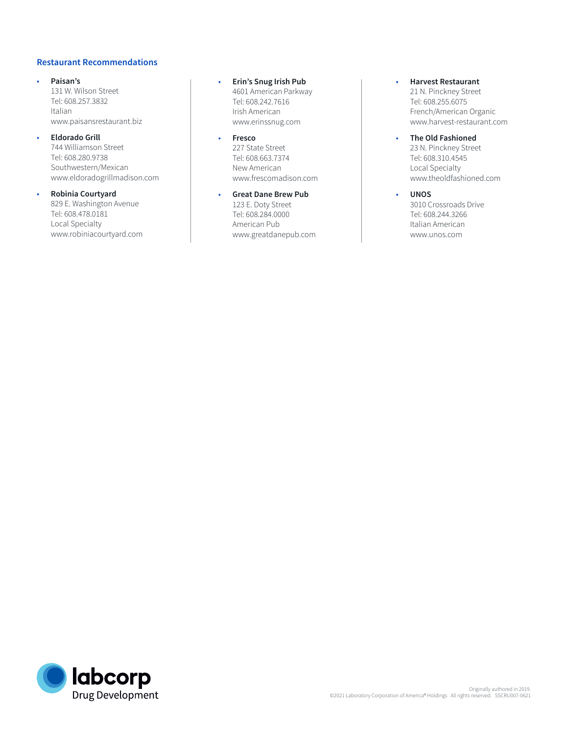## Restaurant Recommendations

- **Paisan's**
  131 W. Wilson Street
  Tel: 608.257.3832
  Italian
  www.paisansrestaurant.biz

- **Eldorado Grill**
  744 Williamson Street
  Tel: 608.280.9738
  Southwestern/Mexican
  www.eldoradogrillmadison.com

- **Robinia Courtyard**
  829 E. Washington Avenue
  Tel: 608.478.0181
  Local Specialty
  www.robiniacourtyard.com

- **Erin's Snug Irish Pub**
  4601 American Parkway
  Tel: 608.242.7616
  Irish American
  www.erinssnug.com

- **Fresco**
  227 State Street
  Tel: 608.663.7374
  New American
  www.frescomadison.com

- **Great Dane Brew Pub**
  123 E. Doty Street
  Tel: 608.284.0000
  American Pub
  www.greatdanepub.com

- **Harvest Restaurant**
  21 N. Pinckney Street
  Tel: 608.255.6075
  French/American Organic
  www.harvest-restaurant.com

- **The Old Fashioned**
  23 N. Pinckney Street
  Tel: 608.310.4545
  Local Specialty
  www.theoldfashioned.com

- **UNOS**
  3010 Crossroads Drive
  Tel: 608.244.3266
  Italian American
  www.unos.com

labcorp Drug Development

Originally authored in 2019.
©2021 Laboratory Corporation of America® Holdings All rights reserved. SSCRU007-0621